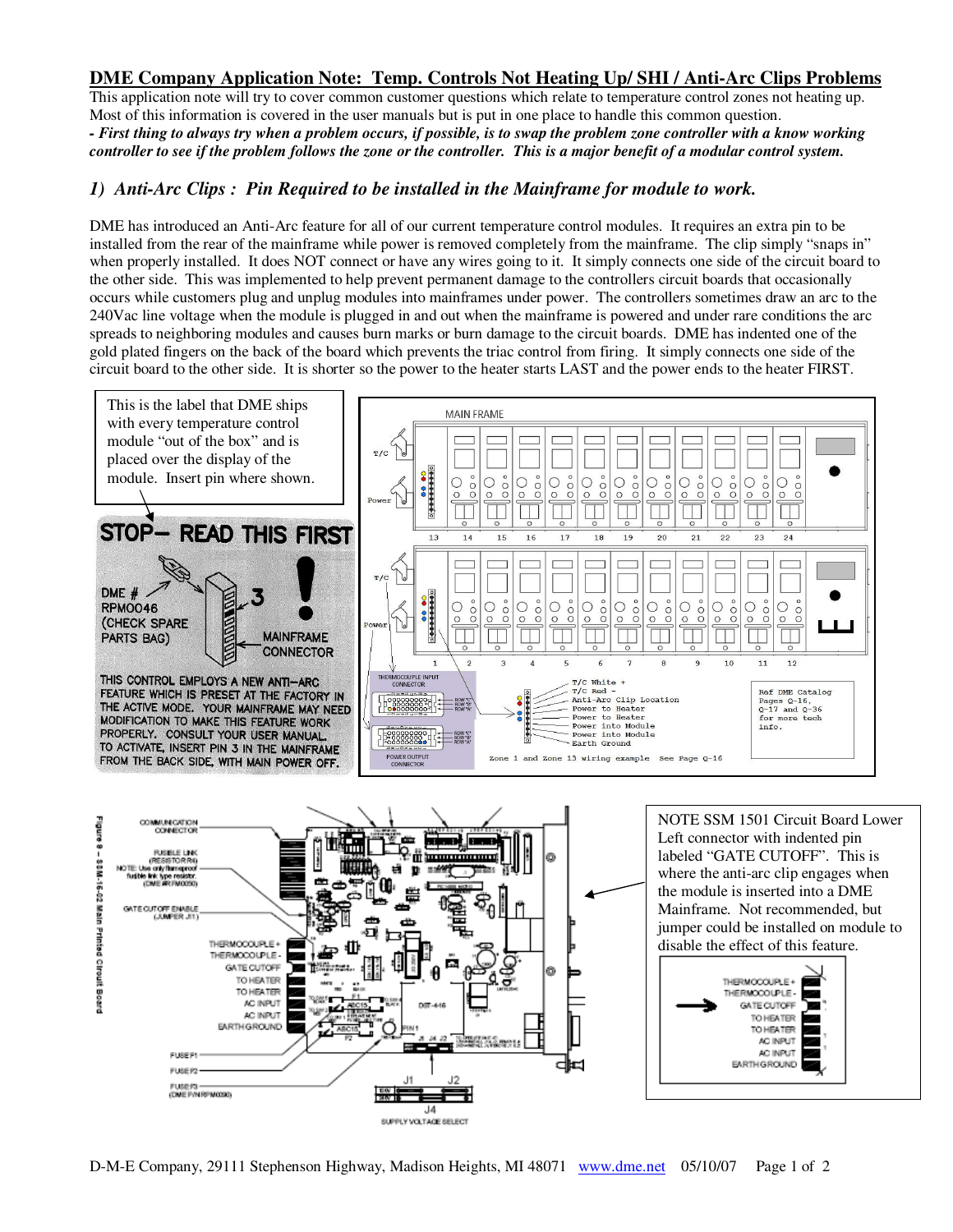# DME Company Application Note: Temp. Controls Not Heating Up/ SHI / Anti-Arc Clips Problems

This application note will try to cover common customer questions which relate to temperature control zones not heating up. Most of this information is covered in the user manuals but is put in one place to handle this common question.

***- First thing to always try when a problem occurs, if possible, is to swap the problem zone controller with a know working controller to see if the problem follows the zone or the controller. This is a major benefit of a modular control system.***

## *1) Anti-Arc Clips : Pin Required to be installed in the Mainframe for module to work.*

DME has introduced an Anti-Arc feature for all of our current temperature control modules. It requires an extra pin to be installed from the rear of the mainframe while power is removed completely from the mainframe. The clip simply "snaps in" when properly installed. It does NOT connect or have any wires going to it. It simply connects one side of the circuit board to the other side. This was implemented to help prevent permanent damage to the controllers circuit boards that occasionally occurs while customers plug and unplug modules into mainframes under power. The controllers sometimes draw an arc to the 240Vac line voltage when the module is plugged in and out when the mainframe is powered and under rare conditions the arc spreads to neighboring modules and causes burn marks or burn damage to the circuit boards. DME has indented one of the gold plated fingers on the back of the board which prevents the triac control from firing. It simply connects one side of the circuit board to the other side. It is shorter so the power to the heater starts LAST and the power ends to the heater FIRST.

This is the label that DME ships with every temperature control module "out of the box" and is placed over the display of the module. Insert pin where shown.

STOP– READ THIS FIRST

DME # RPM0046 (CHECK SPARE PARTS BAG)

3

MAINFRAME CONNECTOR

THIS CONTROL EMPLOYS A NEW ANTI–ARC FEATURE WHICH IS PRESET AT THE FACTORY IN THE ACTIVE MODE. YOUR MAINFRAME MAY NEED MODIFICATION TO MAKE THIS FEATURE WORK PROPERLY. CONSULT YOUR USER MANUAL. TO ACTIVATE, INSERT PIN 3 IN THE MAINFRAME FROM THE BACK SIDE, WITH MAIN POWER OFF.

MAIN FRAME

T/C, Power

13 14 15 16 17 18 19 20 21 22 23 24

1 2 3 4 5 6 7 8 9 10 11 12

THERMOCOUPLE INPUT CONNECTOR

POWER OUTPUT CONNECTOR

T/C White +
T/C Red -
Anti-Arc Clip Location
Power to Heater
Power to Heater
Power into Module
Power into Module
Earth Ground

Zone 1 and Zone 13 wiring example  See Page Q-16

Ref DME Catalog Pages Q-16, Q-17 and Q-36 for more tech info.

Figure 8 – SSM-16-02 Main Printed Circuit Board

COMMUNICATION CONNECTOR

FUSIBLE LINK (RESISTOR R4)
NOTE: Use only flameproof fusible link type resistor. (DME #RFM0050)

GATE CUTOFF ENABLE (JUMPER J11)

THERMOCOUPLE +
THERMOCOUPLE -
GATE CUTOFF
TO HEATER
TO HEATER
AC INPUT
AC INPUT
EARTH GROUND

FUSE F1
FUSE F2
FUSE F3 (DME P/N RPM0090)

J1 J2 J4

SUPPLY VOLTAGE SELECT

NOTE SSM 1501 Circuit Board Lower Left connector with indented pin labeled "GATE CUTOFF". This is where the anti-arc clip engages when the module is inserted into a DME Mainframe. Not recommended, but jumper could be installed on module to disable the effect of this feature.

THERMOCOUPLE +
THERMOCOUPLE -
GATE CUTOFF
TO HEATER
TO HEATER
AC INPUT
AC INPUT
EARTH GROUND

D-M-E Company, 29111 Stephenson Highway, Madison Heights, MI 48071 www.dme.net 05/10/07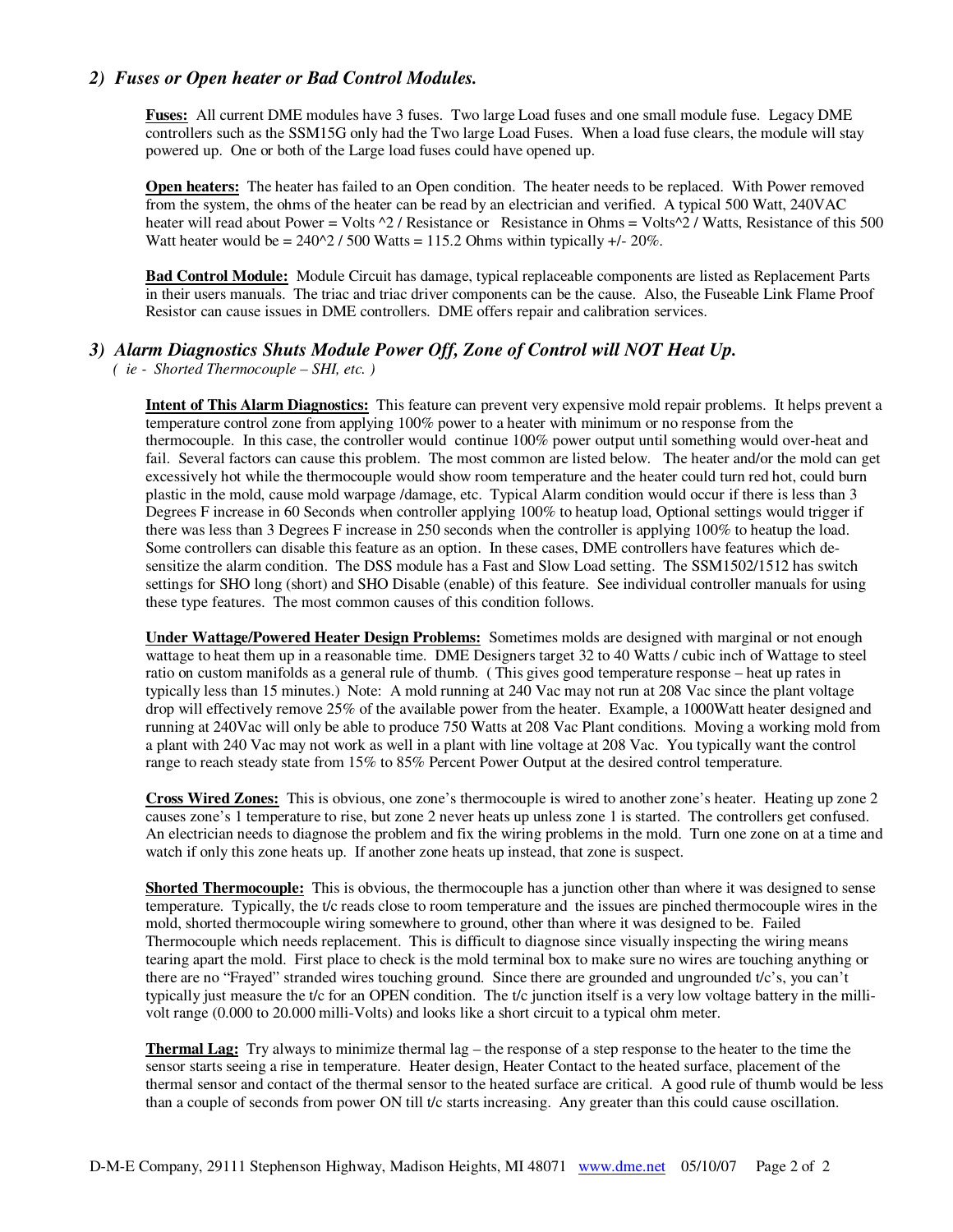## *2) Fuses or Open heater or Bad Control Modules.*

**Fuses:** All current DME modules have 3 fuses. Two large Load fuses and one small module fuse. Legacy DME controllers such as the SSM15G only had the Two large Load Fuses. When a load fuse clears, the module will stay powered up. One or both of the Large load fuses could have opened up.

**Open heaters:** The heater has failed to an Open condition. The heater needs to be replaced. With Power removed from the system, the ohms of the heater can be read by an electrician and verified. A typical 500 Watt, 240VAC heater will read about Power = Volts ^2 / Resistance or Resistance in Ohms = Volts^2 / Watts, Resistance of this 500 Watt heater would be = 240^2 / 500 Watts = 115.2 Ohms within typically +/- 20%.

**Bad Control Module:** Module Circuit has damage, typical replaceable components are listed as Replacement Parts in their users manuals. The triac and triac driver components can be the cause. Also, the Fuseable Link Flame Proof Resistor can cause issues in DME controllers. DME offers repair and calibration services.

## *3) Alarm Diagnostics Shuts Module Power Off, Zone of Control will NOT Heat Up.*

*( ie - Shorted Thermocouple – SHI, etc. )*

**Intent of This Alarm Diagnostics:** This feature can prevent very expensive mold repair problems. It helps prevent a temperature control zone from applying 100% power to a heater with minimum or no response from the thermocouple. In this case, the controller would continue 100% power output until something would over-heat and fail. Several factors can cause this problem. The most common are listed below. The heater and/or the mold can get excessively hot while the thermocouple would show room temperature and the heater could turn red hot, could burn plastic in the mold, cause mold warpage /damage, etc. Typical Alarm condition would occur if there is less than 3 Degrees F increase in 60 Seconds when controller applying 100% to heatup load, Optional settings would trigger if there was less than 3 Degrees F increase in 250 seconds when the controller is applying 100% to heatup the load. Some controllers can disable this feature as an option. In these cases, DME controllers have features which de-sensitize the alarm condition. The DSS module has a Fast and Slow Load setting. The SSM1502/1512 has switch settings for SHO long (short) and SHO Disable (enable) of this feature. See individual controller manuals for using these type features. The most common causes of this condition follows.

**Under Wattage/Powered Heater Design Problems:** Sometimes molds are designed with marginal or not enough wattage to heat them up in a reasonable time. DME Designers target 32 to 40 Watts / cubic inch of Wattage to steel ratio on custom manifolds as a general rule of thumb. ( This gives good temperature response – heat up rates in typically less than 15 minutes.) Note: A mold running at 240 Vac may not run at 208 Vac since the plant voltage drop will effectively remove 25% of the available power from the heater. Example, a 1000Watt heater designed and running at 240Vac will only be able to produce 750 Watts at 208 Vac Plant conditions. Moving a working mold from a plant with 240 Vac may not work as well in a plant with line voltage at 208 Vac. You typically want the control range to reach steady state from 15% to 85% Percent Power Output at the desired control temperature.

**Cross Wired Zones:** This is obvious, one zone's thermocouple is wired to another zone's heater. Heating up zone 2 causes zone's 1 temperature to rise, but zone 2 never heats up unless zone 1 is started. The controllers get confused. An electrician needs to diagnose the problem and fix the wiring problems in the mold. Turn one zone on at a time and watch if only this zone heats up. If another zone heats up instead, that zone is suspect.

**Shorted Thermocouple:** This is obvious, the thermocouple has a junction other than where it was designed to sense temperature. Typically, the t/c reads close to room temperature and the issues are pinched thermocouple wires in the mold, shorted thermocouple wiring somewhere to ground, other than where it was designed to be. Failed Thermocouple which needs replacement. This is difficult to diagnose since visually inspecting the wiring means tearing apart the mold. First place to check is the mold terminal box to make sure no wires are touching anything or there are no "Frayed" stranded wires touching ground. Since there are grounded and ungrounded t/c's, you can't typically just measure the t/c for an OPEN condition. The t/c junction itself is a very low voltage battery in the milli-volt range (0.000 to 20.000 milli-Volts) and looks like a short circuit to a typical ohm meter.

**Thermal Lag:** Try always to minimize thermal lag – the response of a step response to the heater to the time the sensor starts seeing a rise in temperature. Heater design, Heater Contact to the heated surface, placement of the thermal sensor and contact of the thermal sensor to the heated surface are critical. A good rule of thumb would be less than a couple of seconds from power ON till t/c starts increasing. Any greater than this could cause oscillation.